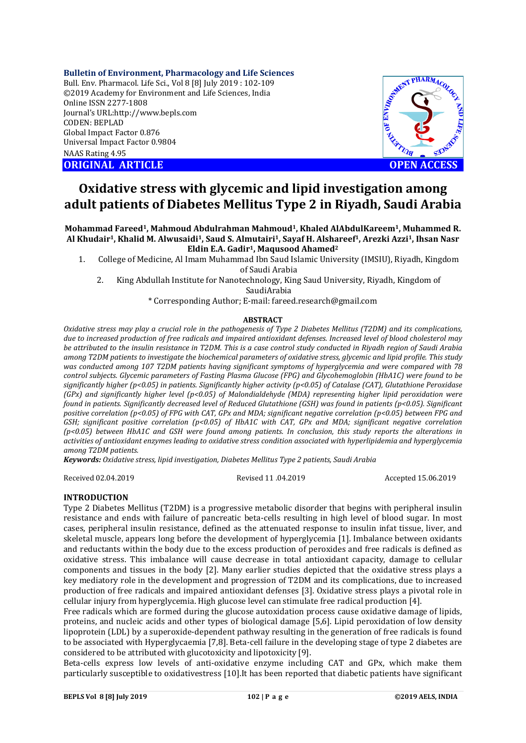**Bulletin of Environment, Pharmacology and Life Sciences**
Bull. Env. Pharmacol. Life Sci., Vol 8 [8] July 2019 : 102-109
©2019 Academy for Environment and Life Sciences, India
Online ISSN 2277-1808
Journal's URL:http://www.bepls.com
CODEN: BEPLAD
Global Impact Factor 0.876
Universal Impact Factor 0.9804
NAAS Rating 4.95

**ORIGINAL ARTICLE** **OPEN ACCESS**

# Oxidative stress with glycemic and lipid investigation among adult patients of Diabetes Mellitus Type 2 in Riyadh, Saudi Arabia

**Mohammad Fareed[1], Mahmoud Abdulrahman Mahmoud[1], Khaled AlAbdulKareem[1], Muhammed R. Al Khudair[1], Khalid M. Alwusaidi[1], Saud S. Almutairi[1], Sayaf H. Alshareef[1], Arezki Azzi[1], Ihsan Nasr Eldin E.A. Gadir[1], Maqusood Ahamed[2]**

1. College of Medicine, Al Imam Muhammad Ibn Saud Islamic University (IMSIU), Riyadh, Kingdom of Saudi Arabia
2. King Abdullah Institute for Nanotechnology, King Saud University, Riyadh, Kingdom of SaudiArabia

\* Corresponding Author; E-mail: fareed.research@gmail.com

## ABSTRACT

*Oxidative stress may play a crucial role in the pathogenesis of Type 2 Diabetes Mellitus (T2DM) and its complications, due to increased production of free radicals and impaired antioxidant defenses. Increased level of blood cholesterol may be attributed to the insulin resistance in T2DM. This is a case control study conducted in Riyadh region of Saudi Arabia among T2DM patients to investigate the biochemical parameters of oxidative stress, glycemic and lipid profile. This study was conducted among 107 T2DM patients having significant symptoms of hyperglycemia and were compared with 78 control subjects. Glycemic parameters of Fasting Plasma Glucose (FPG) and Glycohemoglobin (HbA1C) were found to be significantly higher ($p<0.05$) in patients. Significantly higher activity ($p<0.05$) of Catalase (CAT), Glutathione Peroxidase (GPx) and significantly higher level ($p<0.05$) of Malondialdehyde (MDA) representing higher lipid peroxidation were found in patients. Significantly decreased level of Reduced Glutathione (GSH) was found in patients ($p<0.05$). Significant positive correlation ($p<0.05$) of FPG with CAT, GPx and MDA; significant negative correlation ($p<0.05$) between FPG and GSH; significant positive correlation ($p<0.05$) of HbA1C with CAT, GPx and MDA; significant negative correlation ($p<0.05$) between HbA1C and GSH were found among patients. In conclusion, this study reports the alterations in activities of antioxidant enzymes leading to oxidative stress condition associated with hyperlipidemia and hyperglycemia among T2DM patients.*

***Keywords:** Oxidative stress, lipid investigation, Diabetes Mellitus Type 2 patients, Saudi Arabia*

Received 02.04.2019 Revised 11 .04.2019 Accepted 15.06.2019

## INTRODUCTION

Type 2 Diabetes Mellitus (T2DM) is a progressive metabolic disorder that begins with peripheral insulin resistance and ends with failure of pancreatic beta-cells resulting in high level of blood sugar. In most cases, peripheral insulin resistance, defined as the attenuated response to insulin infat tissue, liver, and skeletal muscle, appears long before the development of hyperglycemia [1]. Imbalance between oxidants and reductants within the body due to the excess production of peroxides and free radicals is defined as oxidative stress. This imbalance will cause decrease in total antioxidant capacity, damage to cellular components and tissues in the body [2]. Many earlier studies depicted that the oxidative stress plays a key mediatory role in the development and progression of T2DM and its complications, due to increased production of free radicals and impaired antioxidant defenses [3]. Oxidative stress plays a pivotal role in cellular injury from hyperglycemia. High glucose level can stimulate free radical production [4].

Free radicals which are formed during the glucose autoxidation process cause oxidative damage of lipids, proteins, and nucleic acids and other types of biological damage [5,6]. Lipid peroxidation of low density lipoprotein (LDL) by a superoxide-dependent pathway resulting in the generation of free radicals is found to be associated with Hyperglycaemia [7,8]. Beta-cell failure in the developing stage of type 2 diabetes are considered to be attributed with glucotoxicity and lipotoxicity [9].

Beta-cells express low levels of anti-oxidative enzyme including CAT and GPx, which make them particularly susceptible to oxidativestress [10].It has been reported that diabetic patients have significant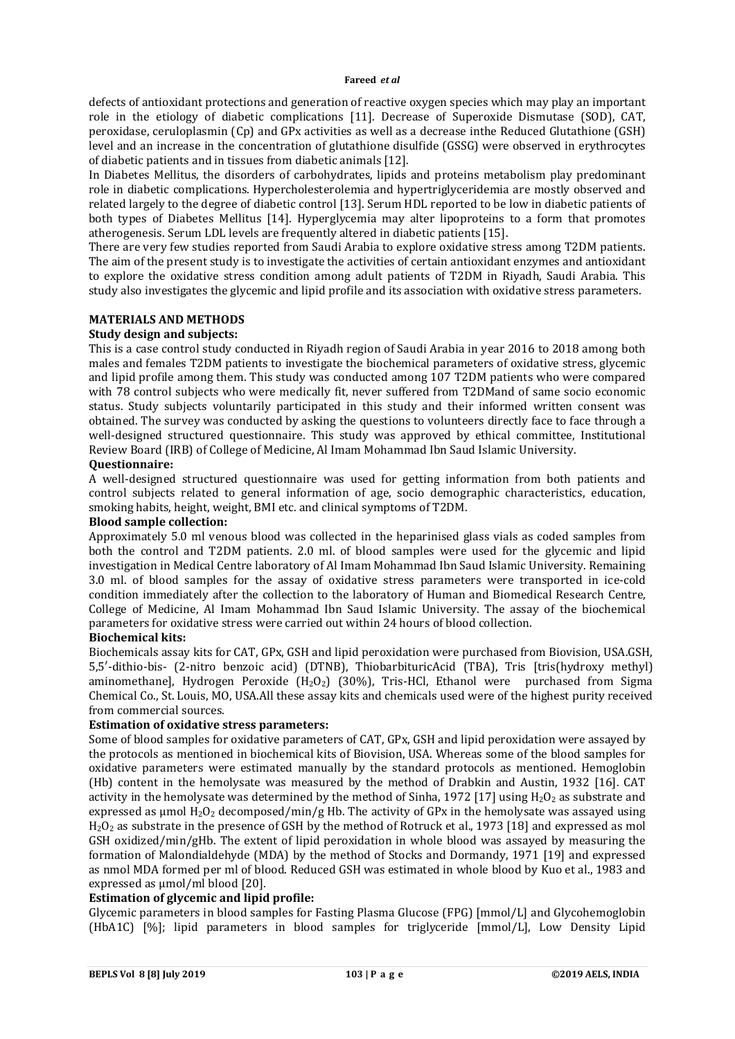defects of antioxidant protections and generation of reactive oxygen species which may play an important role in the etiology of diabetic complications [11]. Decrease of Superoxide Dismutase (SOD), CAT, peroxidase, ceruloplasmin (Cp) and GPx activities as well as a decrease inthe Reduced Glutathione (GSH) level and an increase in the concentration of glutathione disulfide (GSSG) were observed in erythrocytes of diabetic patients and in tissues from diabetic animals [12].

In Diabetes Mellitus, the disorders of carbohydrates, lipids and proteins metabolism play predominant role in diabetic complications. Hypercholesterolemia and hypertriglyceridemia are mostly observed and related largely to the degree of diabetic control [13]. Serum HDL reported to be low in diabetic patients of both types of Diabetes Mellitus [14]. Hyperglycemia may alter lipoproteins to a form that promotes atherogenesis. Serum LDL levels are frequently altered in diabetic patients [15].

There are very few studies reported from Saudi Arabia to explore oxidative stress among T2DM patients. The aim of the present study is to investigate the activities of certain antioxidant enzymes and antioxidant to explore the oxidative stress condition among adult patients of T2DM in Riyadh, Saudi Arabia. This study also investigates the glycemic and lipid profile and its association with oxidative stress parameters.

## MATERIALS AND METHODS

### Study design and subjects:

This is a case control study conducted in Riyadh region of Saudi Arabia in year 2016 to 2018 among both males and females T2DM patients to investigate the biochemical parameters of oxidative stress, glycemic and lipid profile among them. This study was conducted among 107 T2DM patients who were compared with 78 control subjects who were medically fit, never suffered from T2DMand of same socio economic status. Study subjects voluntarily participated in this study and their informed written consent was obtained. The survey was conducted by asking the questions to volunteers directly face to face through a well-designed structured questionnaire. This study was approved by ethical committee, Institutional Review Board (IRB) of College of Medicine, Al Imam Mohammad Ibn Saud Islamic University.

### Questionnaire:

A well-designed structured questionnaire was used for getting information from both patients and control subjects related to general information of age, socio demographic characteristics, education, smoking habits, height, weight, BMI etc. and clinical symptoms of T2DM.

### Blood sample collection:

Approximately 5.0 ml venous blood was collected in the heparinised glass vials as coded samples from both the control and T2DM patients. 2.0 ml. of blood samples were used for the glycemic and lipid investigation in Medical Centre laboratory of Al Imam Mohammad Ibn Saud Islamic University. Remaining 3.0 ml. of blood samples for the assay of oxidative stress parameters were transported in ice-cold condition immediately after the collection to the laboratory of Human and Biomedical Research Centre, College of Medicine, Al Imam Mohammad Ibn Saud Islamic University. The assay of the biochemical parameters for oxidative stress were carried out within 24 hours of blood collection.

### Biochemical kits:

Biochemicals assay kits for CAT, GPx, GSH and lipid peroxidation were purchased from Biovision, USA.GSH, 5,5′-dithio-bis- (2-nitro benzoic acid) (DTNB), ThiobarbituricAcid (TBA), Tris [tris(hydroxy methyl) aminomethane], Hydrogen Peroxide ($H_2O_2$) (30%), Tris-HCl, Ethanol were purchased from Sigma Chemical Co., St. Louis, MO, USA.All these assay kits and chemicals used were of the highest purity received from commercial sources.

### Estimation of oxidative stress parameters:

Some of blood samples for oxidative parameters of CAT, GPx, GSH and lipid peroxidation were assayed by the protocols as mentioned in biochemical kits of Biovision, USA. Whereas some of the blood samples for oxidative parameters were estimated manually by the standard protocols as mentioned. Hemoglobin (Hb) content in the hemolysate was measured by the method of Drabkin and Austin, 1932 [16]. CAT activity in the hemolysate was determined by the method of Sinha, 1972 [17] using $H_2O_2$ as substrate and expressed as μmol $H_2O_2$ decomposed/min/g Hb. The activity of GPx in the hemolysate was assayed using $H_2O_2$ as substrate in the presence of GSH by the method of Rotruck et al., 1973 [18] and expressed as mol GSH oxidized/min/gHb. The extent of lipid peroxidation in whole blood was assayed by measuring the formation of Malondialdehyde (MDA) by the method of Stocks and Dormandy, 1971 [19] and expressed as nmol MDA formed per ml of blood. Reduced GSH was estimated in whole blood by Kuo et al., 1983 and expressed as μmol/ml blood [20].

### Estimation of glycemic and lipid profile:

Glycemic parameters in blood samples for Fasting Plasma Glucose (FPG) [mmol/L] and Glycohemoglobin (HbA1C) [%]; lipid parameters in blood samples for triglyceride [mmol/L], Low Density Lipid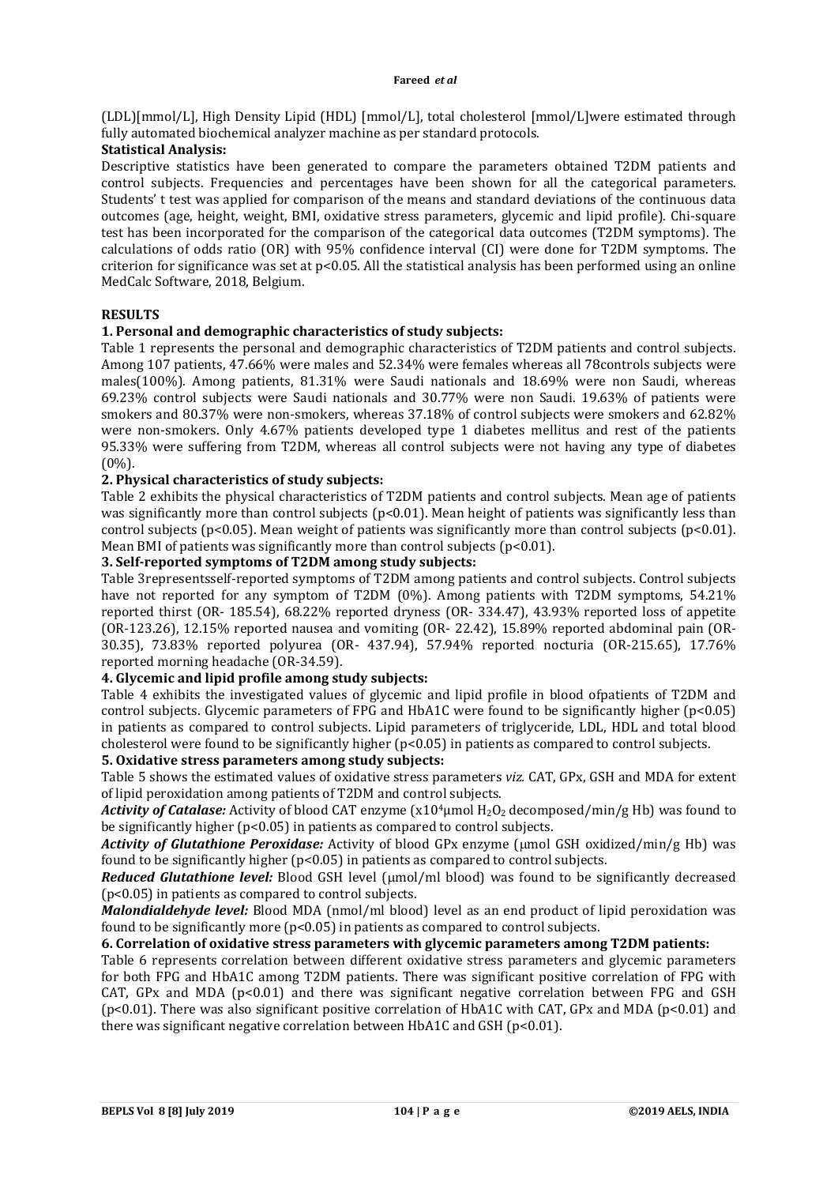(LDL)[mmol/L], High Density Lipid (HDL) [mmol/L], total cholesterol [mmol/L]were estimated through fully automated biochemical analyzer machine as per standard protocols.

**Statistical Analysis:**

Descriptive statistics have been generated to compare the parameters obtained T2DM patients and control subjects. Frequencies and percentages have been shown for all the categorical parameters. Students' t test was applied for comparison of the means and standard deviations of the continuous data outcomes (age, height, weight, BMI, oxidative stress parameters, glycemic and lipid profile). Chi-square test has been incorporated for the comparison of the categorical data outcomes (T2DM symptoms). The calculations of odds ratio (OR) with 95% confidence interval (CI) were done for T2DM symptoms. The criterion for significance was set at $p<0.05$. All the statistical analysis has been performed using an online MedCalc Software, 2018, Belgium.

## RESULTS

### 1. Personal and demographic characteristics of study subjects:

Table 1 represents the personal and demographic characteristics of T2DM patients and control subjects. Among 107 patients, 47.66% were males and 52.34% were females whereas all 78controls subjects were males(100%). Among patients, 81.31% were Saudi nationals and 18.69% were non Saudi, whereas 69.23% control subjects were Saudi nationals and 30.77% were non Saudi. 19.63% of patients were smokers and 80.37% were non-smokers, whereas 37.18% of control subjects were smokers and 62.82% were non-smokers. Only 4.67% patients developed type 1 diabetes mellitus and rest of the patients 95.33% were suffering from T2DM, whereas all control subjects were not having any type of diabetes (0%).

### 2. Physical characteristics of study subjects:

Table 2 exhibits the physical characteristics of T2DM patients and control subjects. Mean age of patients was significantly more than control subjects ($p<0.01$). Mean height of patients was significantly less than control subjects ($p<0.05$). Mean weight of patients was significantly more than control subjects ($p<0.01$). Mean BMI of patients was significantly more than control subjects ($p<0.01$).

### 3. Self-reported symptoms of T2DM among study subjects:

Table 3representsself-reported symptoms of T2DM among patients and control subjects. Control subjects have not reported for any symptom of T2DM (0%). Among patients with T2DM symptoms, 54.21% reported thirst (OR- 185.54), 68.22% reported dryness (OR- 334.47), 43.93% reported loss of appetite (OR-123.26), 12.15% reported nausea and vomiting (OR- 22.42), 15.89% reported abdominal pain (OR-30.35), 73.83% reported polyurea (OR- 437.94), 57.94% reported nocturia (OR-215.65), 17.76% reported morning headache (OR-34.59).

### 4. Glycemic and lipid profile among study subjects:

Table 4 exhibits the investigated values of glycemic and lipid profile in blood ofpatients of T2DM and control subjects. Glycemic parameters of FPG and HbA1C were found to be significantly higher ($p<0.05$) in patients as compared to control subjects. Lipid parameters of triglyceride, LDL, HDL and total blood cholesterol were found to be significantly higher ($p<0.05$) in patients as compared to control subjects.

### 5. Oxidative stress parameters among study subjects:

Table 5 shows the estimated values of oxidative stress parameters *viz.* CAT, GPx, GSH and MDA for extent of lipid peroxidation among patients of T2DM and control subjects.

***Activity of Catalase:*** Activity of blood CAT enzyme ($x10^4$µmol $H_2O_2$ decomposed/min/g Hb) was found to be significantly higher ($p<0.05$) in patients as compared to control subjects.

***Activity of Glutathione Peroxidase:*** Activity of blood GPx enzyme (µmol GSH oxidized/min/g Hb) was found to be significantly higher ($p<0.05$) in patients as compared to control subjects.

***Reduced Glutathione level:*** Blood GSH level (µmol/ml blood) was found to be significantly decreased ($p<0.05$) in patients as compared to control subjects.

***Malondialdehyde level:*** Blood MDA (nmol/ml blood) level as an end product of lipid peroxidation was found to be significantly more ($p<0.05$) in patients as compared to control subjects.

### 6. Correlation of oxidative stress parameters with glycemic parameters among T2DM patients:

Table 6 represents correlation between different oxidative stress parameters and glycemic parameters for both FPG and HbA1C among T2DM patients. There was significant positive correlation of FPG with CAT, GPx and MDA ($p<0.01$) and there was significant negative correlation between FPG and GSH ($p<0.01$). There was also significant positive correlation of HbA1C with CAT, GPx and MDA ($p<0.01$) and there was significant negative correlation between HbA1C and GSH ($p<0.01$).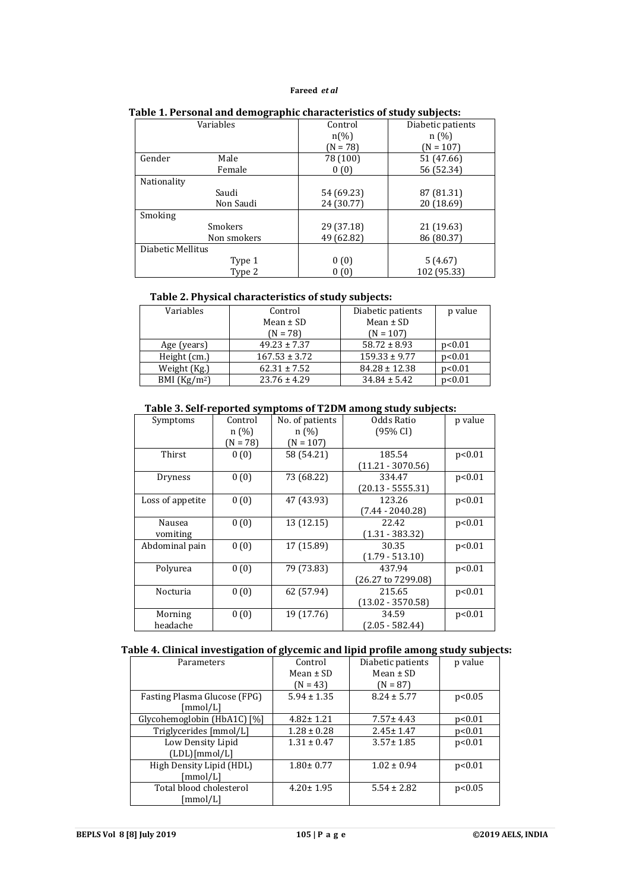**Table 1. Personal and demographic characteristics of study subjects:**

| Variables | | Control n(%) (N = 78) | Diabetic patients n (%) (N = 107) |
|---|---|---|---|
| Gender | Male | 78 (100) | 51 (47.66) |
| | Female | 0 (0) | 56 (52.34) |
| Nationality | | | |
| | Saudi | 54 (69.23) | 87 (81.31) |
| | Non Saudi | 24 (30.77) | 20 (18.69) |
| Smoking | | | |
| | Smokers | 29 (37.18) | 21 (19.63) |
| | Non smokers | 49 (62.82) | 86 (80.37) |
| Diabetic Mellitus | | | |
| | Type 1 | 0 (0) | 5 (4.67) |
| | Type 2 | 0 (0) | 102 (95.33) |

**Table 2. Physical characteristics of study subjects:**

| Variables | Control Mean ± SD (N = 78) | Diabetic patients Mean ± SD (N = 107) | p value |
|---|---|---|---|
| Age (years) | 49.23 ± 7.37 | 58.72 ± 8.93 | p<0.01 |
| Height (cm.) | 167.53 ± 3.72 | 159.33 ± 9.77 | p<0.01 |
| Weight (Kg.) | 62.31 ± 7.52 | 84.28 ± 12.38 | p<0.01 |
| BMI ($Kg/m^2$) | 23.76 ± 4.29 | 34.84 ± 5.42 | p<0.01 |

**Table 3. Self-reported symptoms of T2DM among study subjects:**

| Symptoms | Control n (%) (N = 78) | No. of patients n (%) (N = 107) | Odds Ratio (95% CI) | p value |
|---|---|---|---|---|
| Thirst | 0 (0) | 58 (54.21) | 185.54 (11.21 - 3070.56) | p<0.01 |
| Dryness | 0 (0) | 73 (68.22) | 334.47 (20.13 - 5555.31) | p<0.01 |
| Loss of appetite | 0 (0) | 47 (43.93) | 123.26 (7.44 - 2040.28) | p<0.01 |
| Nausea vomiting | 0 (0) | 13 (12.15) | 22.42 (1.31 - 383.32) | p<0.01 |
| Abdominal pain | 0 (0) | 17 (15.89) | 30.35 (1.79 - 513.10) | p<0.01 |
| Polyurea | 0 (0) | 79 (73.83) | 437.94 (26.27 to 7299.08) | p<0.01 |
| Nocturia | 0 (0) | 62 (57.94) | 215.65 (13.02 - 3570.58) | p<0.01 |
| Morning headache | 0 (0) | 19 (17.76) | 34.59 (2.05 - 582.44) | p<0.01 |

**Table 4. Clinical investigation of glycemic and lipid profile among study subjects:**

| Parameters | Control Mean ± SD (N = 43) | Diabetic patients Mean ± SD (N = 87) | p value |
|---|---|---|---|
| Fasting Plasma Glucose (FPG) [mmol/L] | 5.94 ± 1.35 | 8.24 ± 5.77 | p<0.05 |
| Glycohemoglobin (HbA1C) [%] | 4.82± 1.21 | 7.57± 4.43 | p<0.01 |
| Triglycerides [mmol/L] | 1.28 ± 0.28 | 2.45± 1.47 | p<0.01 |
| Low Density Lipid (LDL)[mmol/L] | 1.31 ± 0.47 | 3.57± 1.85 | p<0.01 |
| High Density Lipid (HDL) [mmol/L] | 1.80± 0.77 | 1.02 ± 0.94 | p<0.01 |
| Total blood cholesterol [mmol/L] | 4.20± 1.95 | 5.54 ± 2.82 | p<0.05 |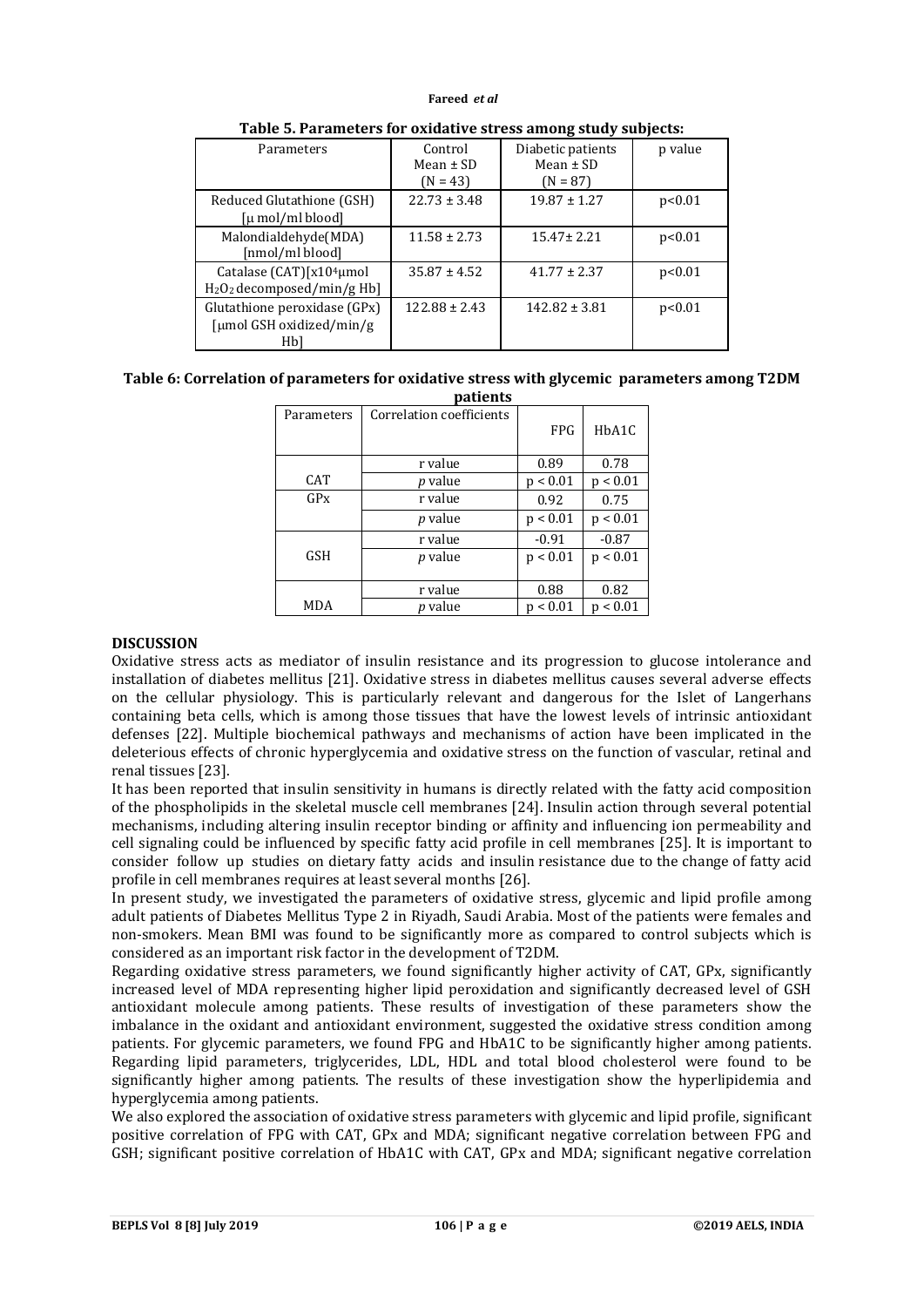**Table 5. Parameters for oxidative stress among study subjects:**

| Parameters | Control Mean ± SD (N = 43) | Diabetic patients Mean ± SD (N = 87) | p value |
|---|---|---|---|
| Reduced Glutathione (GSH) [μ mol/ml blood] | 22.73 ± 3.48 | 19.87 ± 1.27 | p<0.01 |
| Malondialdehyde(MDA) [nmol/ml blood] | 11.58 ± 2.73 | 15.47± 2.21 | p<0.01 |
| Catalase (CAT)[x$10^4$μmol $H_2O_2$ decomposed/min/g Hb] | 35.87 ± 4.52 | 41.77 ± 2.37 | p<0.01 |
| Glutathione peroxidase (GPx) [μmol GSH oxidized/min/g Hb] | 122.88 ± 2.43 | 142.82 ± 3.81 | p<0.01 |

**Table 6: Correlation of parameters for oxidative stress with glycemic parameters among T2DM patients**

| Parameters | Correlation coefficients | FPG | HbA1C |
|---|---|---|---|
| CAT | r value | 0.89 | 0.78 |
| | *p* value | p < 0.01 | p < 0.01 |
| GPx | r value | 0.92 | 0.75 |
| | *p* value | p < 0.01 | p < 0.01 |
| GSH | r value | -0.91 | -0.87 |
| | *p* value | p < 0.01 | p < 0.01 |
| MDA | r value | 0.88 | 0.82 |
| | *p* value | p < 0.01 | p < 0.01 |

## DISCUSSION

Oxidative stress acts as mediator of insulin resistance and its progression to glucose intolerance and installation of diabetes mellitus [21]. Oxidative stress in diabetes mellitus causes several adverse effects on the cellular physiology. This is particularly relevant and dangerous for the Islet of Langerhans containing beta cells, which is among those tissues that have the lowest levels of intrinsic antioxidant defenses [22]. Multiple biochemical pathways and mechanisms of action have been implicated in the deleterious effects of chronic hyperglycemia and oxidative stress on the function of vascular, retinal and renal tissues [23].

It has been reported that insulin sensitivity in humans is directly related with the fatty acid composition of the phospholipids in the skeletal muscle cell membranes [24]. Insulin action through several potential mechanisms, including altering insulin receptor binding or affinity and influencing ion permeability and cell signaling could be influenced by specific fatty acid profile in cell membranes [25]. It is important to consider follow up studies on dietary fatty acids and insulin resistance due to the change of fatty acid profile in cell membranes requires at least several months [26].

In present study, we investigated the parameters of oxidative stress, glycemic and lipid profile among adult patients of Diabetes Mellitus Type 2 in Riyadh, Saudi Arabia. Most of the patients were females and non-smokers. Mean BMI was found to be significantly more as compared to control subjects which is considered as an important risk factor in the development of T2DM.

Regarding oxidative stress parameters, we found significantly higher activity of CAT, GPx, significantly increased level of MDA representing higher lipid peroxidation and significantly decreased level of GSH antioxidant molecule among patients. These results of investigation of these parameters show the imbalance in the oxidant and antioxidant environment, suggested the oxidative stress condition among patients. For glycemic parameters, we found FPG and HbA1C to be significantly higher among patients. Regarding lipid parameters, triglycerides, LDL, HDL and total blood cholesterol were found to be significantly higher among patients. The results of these investigation show the hyperlipidemia and hyperglycemia among patients.

We also explored the association of oxidative stress parameters with glycemic and lipid profile, significant positive correlation of FPG with CAT, GPx and MDA; significant negative correlation between FPG and GSH; significant positive correlation of HbA1C with CAT, GPx and MDA; significant negative correlation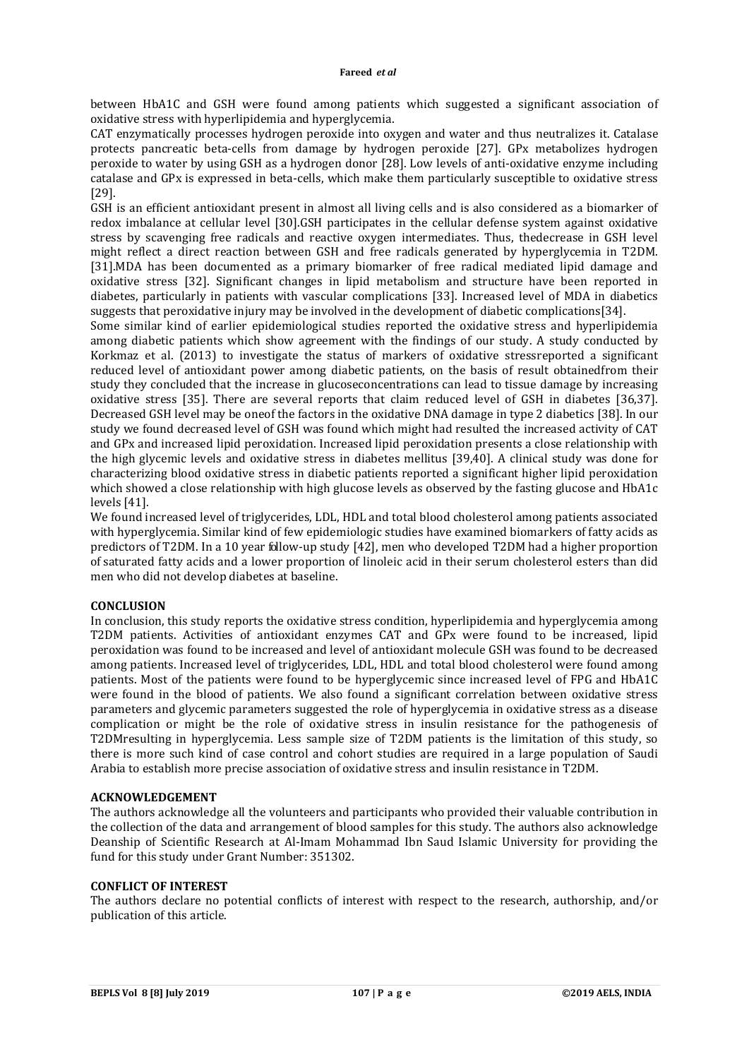between HbA1C and GSH were found among patients which suggested a significant association of oxidative stress with hyperlipidemia and hyperglycemia.

CAT enzymatically processes hydrogen peroxide into oxygen and water and thus neutralizes it. Catalase protects pancreatic beta-cells from damage by hydrogen peroxide [27]. GPx metabolizes hydrogen peroxide to water by using GSH as a hydrogen donor [28]. Low levels of anti-oxidative enzyme including catalase and GPx is expressed in beta-cells, which make them particularly susceptible to oxidative stress [29].

GSH is an efficient antioxidant present in almost all living cells and is also considered as a biomarker of redox imbalance at cellular level [30].GSH participates in the cellular defense system against oxidative stress by scavenging free radicals and reactive oxygen intermediates. Thus, thedecrease in GSH level might reflect a direct reaction between GSH and free radicals generated by hyperglycemia in T2DM. [31].MDA has been documented as a primary biomarker of free radical mediated lipid damage and oxidative stress [32]. Significant changes in lipid metabolism and structure have been reported in diabetes, particularly in patients with vascular complications [33]. Increased level of MDA in diabetics suggests that peroxidative injury may be involved in the development of diabetic complications[34].

Some similar kind of earlier epidemiological studies reported the oxidative stress and hyperlipidemia among diabetic patients which show agreement with the findings of our study. A study conducted by Korkmaz et al. (2013) to investigate the status of markers of oxidative stressreported a significant reduced level of antioxidant power among diabetic patients, on the basis of result obtainedfrom their study they concluded that the increase in glucoseconcentrations can lead to tissue damage by increasing oxidative stress [35]. There are several reports that claim reduced level of GSH in diabetes [36,37]. Decreased GSH level may be oneof the factors in the oxidative DNA damage in type 2 diabetics [38]. In our study we found decreased level of GSH was found which might had resulted the increased activity of CAT and GPx and increased lipid peroxidation. Increased lipid peroxidation presents a close relationship with the high glycemic levels and oxidative stress in diabetes mellitus [39,40]. A clinical study was done for characterizing blood oxidative stress in diabetic patients reported a significant higher lipid peroxidation which showed a close relationship with high glucose levels as observed by the fasting glucose and HbA1c levels [41].

We found increased level of triglycerides, LDL, HDL and total blood cholesterol among patients associated with hyperglycemia. Similar kind of few epidemiologic studies have examined biomarkers of fatty acids as predictors of T2DM. In a 10 year follow-up study [42], men who developed T2DM had a higher proportion of saturated fatty acids and a lower proportion of linoleic acid in their serum cholesterol esters than did men who did not develop diabetes at baseline.

## CONCLUSION

In conclusion, this study reports the oxidative stress condition, hyperlipidemia and hyperglycemia among T2DM patients. Activities of antioxidant enzymes CAT and GPx were found to be increased, lipid peroxidation was found to be increased and level of antioxidant molecule GSH was found to be decreased among patients. Increased level of triglycerides, LDL, HDL and total blood cholesterol were found among patients. Most of the patients were found to be hyperglycemic since increased level of FPG and HbA1C were found in the blood of patients. We also found a significant correlation between oxidative stress parameters and glycemic parameters suggested the role of hyperglycemia in oxidative stress as a disease complication or might be the role of oxidative stress in insulin resistance for the pathogenesis of T2DMresulting in hyperglycemia. Less sample size of T2DM patients is the limitation of this study, so there is more such kind of case control and cohort studies are required in a large population of Saudi Arabia to establish more precise association of oxidative stress and insulin resistance in T2DM.

## ACKNOWLEDGEMENT

The authors acknowledge all the volunteers and participants who provided their valuable contribution in the collection of the data and arrangement of blood samples for this study. The authors also acknowledge Deanship of Scientific Research at Al-Imam Mohammad Ibn Saud Islamic University for providing the fund for this study under Grant Number: 351302.

## CONFLICT OF INTEREST

The authors declare no potential conflicts of interest with respect to the research, authorship, and/or publication of this article.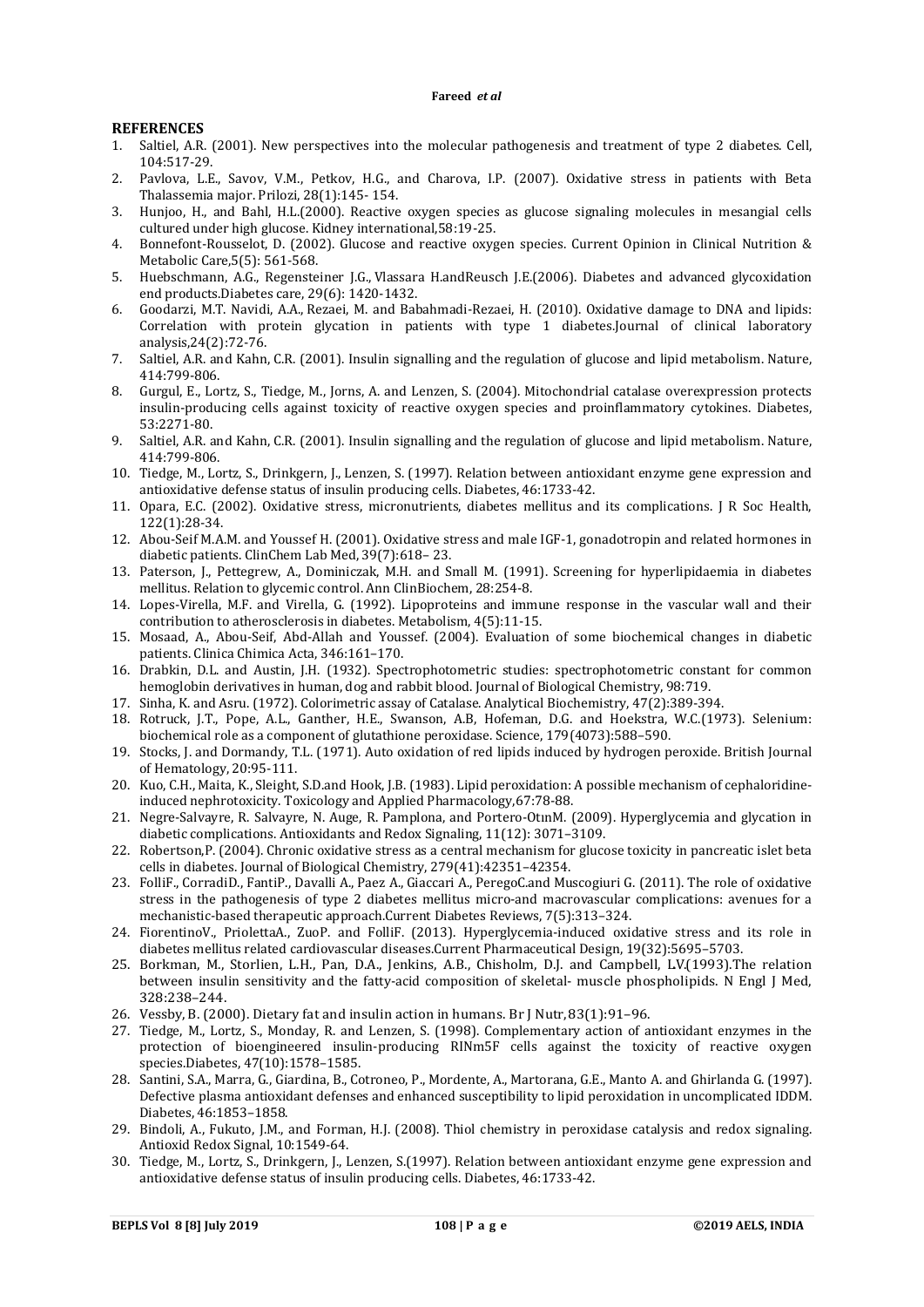## REFERENCES

1. Saltiel, A.R. (2001). New perspectives into the molecular pathogenesis and treatment of type 2 diabetes. Cell, 104:517-29.
2. Pavlova, L.E., Savov, V.M., Petkov, H.G., and Charova, I.P. (2007). Oxidative stress in patients with Beta Thalassemia major. Prilozi, 28(1):145- 154.
3. Hunjoo, H., and Bahl, H.L.(2000). Reactive oxygen species as glucose signaling molecules in mesangial cells cultured under high glucose. Kidney international,58:19-25.
4. Bonnefont-Rousselot, D. (2002). Glucose and reactive oxygen species. Current Opinion in Clinical Nutrition & Metabolic Care,5(5): 561-568.
5. Huebschmann, A.G., Regensteiner J.G., Vlassara H.andReusch J.E.(2006). Diabetes and advanced glycoxidation end products.Diabetes care, 29(6): 1420-1432.
6. Goodarzi, M.T. Navidi, A.A., Rezaei, M. and Babahmadi-Rezaei, H. (2010). Oxidative damage to DNA and lipids: Correlation with protein glycation in patients with type 1 diabetes.Journal of clinical laboratory analysis,24(2):72-76.
7. Saltiel, A.R. and Kahn, C.R. (2001). Insulin signalling and the regulation of glucose and lipid metabolism. Nature, 414:799-806.
8. Gurgul, E., Lortz, S., Tiedge, M., Jorns, A. and Lenzen, S. (2004). Mitochondrial catalase overexpression protects insulin-producing cells against toxicity of reactive oxygen species and proinflammatory cytokines. Diabetes, 53:2271-80.
9. Saltiel, A.R. and Kahn, C.R. (2001). Insulin signalling and the regulation of glucose and lipid metabolism. Nature, 414:799-806.
10. Tiedge, M., Lortz, S., Drinkgern, J., Lenzen, S. (1997). Relation between antioxidant enzyme gene expression and antioxidative defense status of insulin producing cells. Diabetes, 46:1733-42.
11. Opara, E.C. (2002). Oxidative stress, micronutrients, diabetes mellitus and its complications. J R Soc Health, 122(1):28-34.
12. Abou-Seif M.A.M. and Youssef H. (2001). Oxidative stress and male IGF-1, gonadotropin and related hormones in diabetic patients. ClinChem Lab Med, 39(7):618– 23.
13. Paterson, J., Pettegrew, A., Dominiczak, M.H. and Small M. (1991). Screening for hyperlipidaemia in diabetes mellitus. Relation to glycemic control. Ann ClinBiochem, 28:254-8.
14. Lopes-Virella, M.F. and Virella, G. (1992). Lipoproteins and immune response in the vascular wall and their contribution to atherosclerosis in diabetes. Metabolism, 4(5):11-15.
15. Mosaad, A., Abou-Seif, Abd-Allah and Youssef. (2004). Evaluation of some biochemical changes in diabetic patients. Clinica Chimica Acta, 346:161–170.
16. Drabkin, D.L. and Austin, J.H. (1932). Spectrophotometric studies: spectrophotometric constant for common hemoglobin derivatives in human, dog and rabbit blood. Journal of Biological Chemistry, 98:719.
17. Sinha, K. and Asru. (1972). Colorimetric assay of Catalase. Analytical Biochemistry, 47(2):389-394.
18. Rotruck, J.T., Pope, A.L., Ganther, H.E., Swanson, A.B, Hofeman, D.G. and Hoekstra, W.C.(1973). Selenium: biochemical role as a component of glutathione peroxidase. Science, 179(4073):588–590.
19. Stocks, J. and Dormandy, T.L. (1971). Auto oxidation of red lipids induced by hydrogen peroxide. British Journal of Hematology, 20:95-111.
20. Kuo, C.H., Maita, K., Sleight, S.D.and Hook, J.B. (1983). Lipid peroxidation: A possible mechanism of cephaloridine-induced nephrotoxicity. Toxicology and Applied Pharmacology,67:78-88.
21. Negre-Salvayre, R. Salvayre, N. Auge, R. Pamplona, and Portero-OtınM. (2009). Hyperglycemia and glycation in diabetic complications. Antioxidants and Redox Signaling, 11(12): 3071–3109.
22. Robertson,P. (2004). Chronic oxidative stress as a central mechanism for glucose toxicity in pancreatic islet beta cells in diabetes. Journal of Biological Chemistry, 279(41):42351–42354.
23. FolliF., CorradiD., FantiP., Davalli A., Paez A., Giaccari A., PeregoC.and Muscogiuri G. (2011). The role of oxidative stress in the pathogenesis of type 2 diabetes mellitus micro-and macrovascular complications: avenues for a mechanistic-based therapeutic approach.Current Diabetes Reviews, 7(5):313–324.
24. FiorentinoV., PriolettaA., ZuoP. and FolliF. (2013). Hyperglycemia-induced oxidative stress and its role in diabetes mellitus related cardiovascular diseases.Current Pharmaceutical Design, 19(32):5695–5703.
25. Borkman, M., Storlien, L.H., Pan, D.A., Jenkins, A.B., Chisholm, D.J. and Campbell, LV.(1993).The relation between insulin sensitivity and the fatty-acid composition of skeletal- muscle phospholipids. N Engl J Med, 328:238–244.
26. Vessby, B. (2000). Dietary fat and insulin action in humans. Br J Nutr,83(1):91–96.
27. Tiedge, M., Lortz, S., Monday, R. and Lenzen, S. (1998). Complementary action of antioxidant enzymes in the protection of bioengineered insulin-producing RINm5F cells against the toxicity of reactive oxygen species.Diabetes, 47(10):1578–1585.
28. Santini, S.A., Marra, G., Giardina, B., Cotroneo, P., Mordente, A., Martorana, G.E., Manto A. and Ghirlanda G. (1997). Defective plasma antioxidant defenses and enhanced susceptibility to lipid peroxidation in uncomplicated IDDM. Diabetes, 46:1853–1858.
29. Bindoli, A., Fukuto, J.M., and Forman, H.J. (2008). Thiol chemistry in peroxidase catalysis and redox signaling. Antioxid Redox Signal, 10:1549-64.
30. Tiedge, M., Lortz, S., Drinkgern, J., Lenzen, S.(1997). Relation between antioxidant enzyme gene expression and antioxidative defense status of insulin producing cells. Diabetes, 46:1733-42.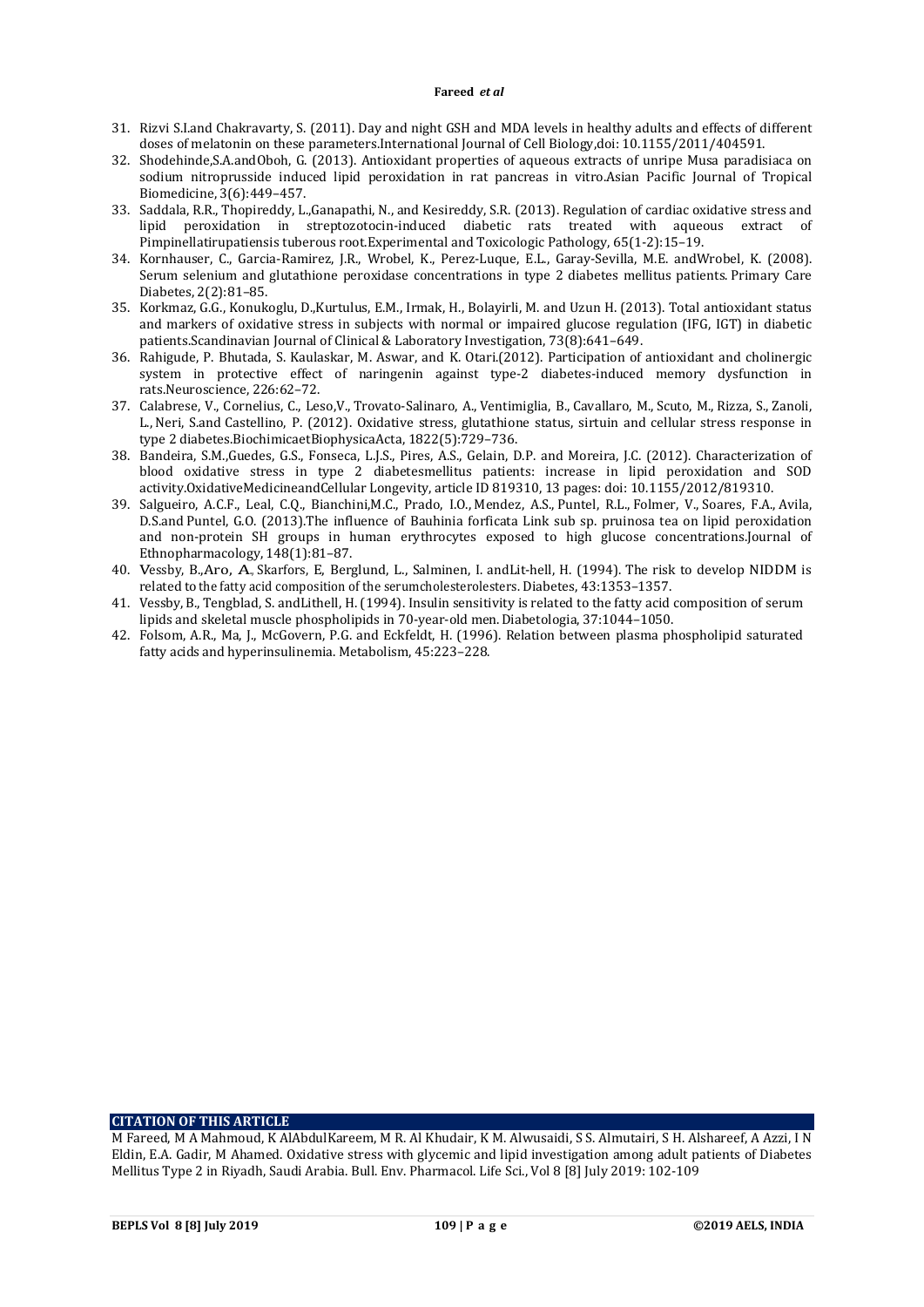31. Rizvi S.I.and Chakravarty, S. (2011). Day and night GSH and MDA levels in healthy adults and effects of different doses of melatonin on these parameters.International Journal of Cell Biology,doi: 10.1155/2011/404591.
32. Shodehinde,S.A.andOboh, G. (2013). Antioxidant properties of aqueous extracts of unripe Musa paradisiaca on sodium nitroprusside induced lipid peroxidation in rat pancreas in vitro.Asian Pacific Journal of Tropical Biomedicine, 3(6):449–457.
33. Saddala, R.R., Thopireddy, L.,Ganapathi, N., and Kesireddy, S.R. (2013). Regulation of cardiac oxidative stress and lipid peroxidation in streptozotocin-induced diabetic rats treated with aqueous extract of Pimpinellatirupatiensis tuberous root.Experimental and Toxicologic Pathology, 65(1-2):15–19.
34. Kornhauser, C., Garcia-Ramirez, J.R., Wrobel, K., Perez-Luque, E.L., Garay-Sevilla, M.E. andWrobel, K. (2008). Serum selenium and glutathione peroxidase concentrations in type 2 diabetes mellitus patients. Primary Care Diabetes, 2(2):81–85.
35. Korkmaz, G.G., Konukoglu, D.,Kurtulus, E.M., Irmak, H., Bolayirli, M. and Uzun H. (2013). Total antioxidant status and markers of oxidative stress in subjects with normal or impaired glucose regulation (IFG, IGT) in diabetic patients.Scandinavian Journal of Clinical & Laboratory Investigation, 73(8):641–649.
36. Rahigude, P. Bhutada, S. Kaulaskar, M. Aswar, and K. Otari.(2012). Participation of antioxidant and cholinergic system in protective effect of naringenin against type-2 diabetes-induced memory dysfunction in rats.Neuroscience, 226:62–72.
37. Calabrese, V., Cornelius, C., Leso,V., Trovato-Salinaro, A., Ventimiglia, B., Cavallaro, M., Scuto, M., Rizza, S., Zanoli, L., Neri, S.and Castellino, P. (2012). Oxidative stress, glutathione status, sirtuin and cellular stress response in type 2 diabetes.BiochimicaetBiophysicaActa, 1822(5):729–736.
38. Bandeira, S.M.,Guedes, G.S., Fonseca, L.J.S., Pires, A.S., Gelain, D.P. and Moreira, J.C. (2012). Characterization of blood oxidative stress in type 2 diabetesmellitus patients: increase in lipid peroxidation and SOD activity.OxidativeMedicineandCellular Longevity, article ID 819310, 13 pages: doi: 10.1155/2012/819310.
39. Salgueiro, A.C.F., Leal, C.Q., Bianchini,M.C., Prado, I.O., Mendez, A.S., Puntel, R.L., Folmer, V., Soares, F.A., Avila, D.S.and Puntel, G.O. (2013).The influence of Bauhinia forficata Link sub sp. pruinosa tea on lipid peroxidation and non-protein SH groups in human erythrocytes exposed to high glucose concentrations.Journal of Ethnopharmacology, 148(1):81–87.
40. Vessby, B.,Aro, A., Skarfors, E, Berglund, L., Salminen, I. andLit-hell, H. (1994). The risk to develop NIDDM is related to the fatty acid composition of the serumcholesterolesters. Diabetes, 43:1353–1357.
41. Vessby, B., Tengblad, S. andLithell, H. (1994). Insulin sensitivity is related to the fatty acid composition of serum lipids and skeletal muscle phospholipids in 70-year-old men. Diabetologia, 37:1044–1050.
42. Folsom, A.R., Ma, J., McGovern, P.G. and Eckfeldt, H. (1996). Relation between plasma phospholipid saturated fatty acids and hyperinsulinemia. Metabolism, 45:223–228.

**CITATION OF THIS ARTICLE**

M Fareed, M A Mahmoud, K AlAbdulKareem, M R. Al Khudair, K M. Alwusaidi, S S. Almutairi, S H. Alshareef, A Azzi, I N Eldin, E.A. Gadir, M Ahamed. Oxidative stress with glycemic and lipid investigation among adult patients of Diabetes Mellitus Type 2 in Riyadh, Saudi Arabia. Bull. Env. Pharmacol. Life Sci., Vol 8 [8] July 2019: 102-109